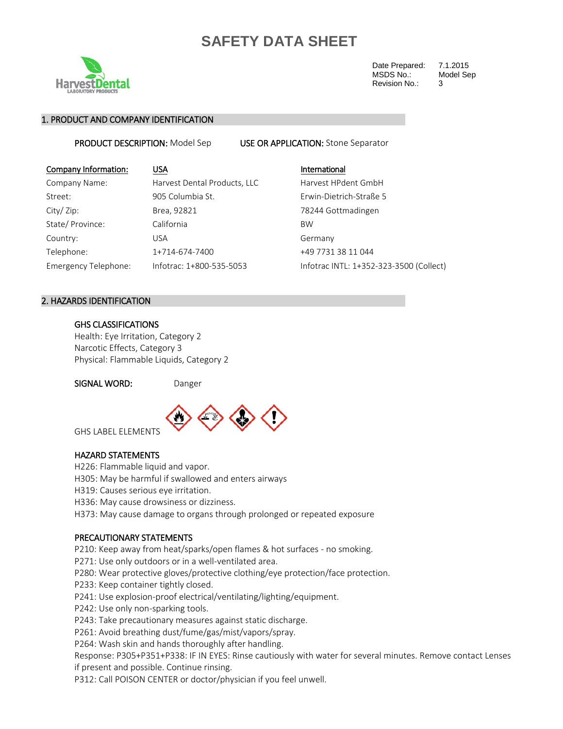# SAFETY DATA SHEET

| | |
|---|---|
| Date Prepared: | 7.1.2015 |
| MSDS No.: | Model Sep |
| Revision No.: | 3 |

## 1. PRODUCT AND COMPANY IDENTIFICATION

**PRODUCT DESCRIPTION:** Model Sep **USE OR APPLICATION:** Stone Separator

| Company Information: | USA | International |
|---|---|---|
| Company Name: | Harvest Dental Products, LLC | Harvest HPdent GmbH |
| Street: | 905 Columbia St. | Erwin-Dietrich-Straße 5 |
| City/ Zip: | Brea, 92821 | 78244 Gottmadingen |
| State/ Province: | California | BW |
| Country: | USA | Germany |
| Telephone: | 1+714-674-7400 | +49 7731 38 11 044 |
| Emergency Telephone: | Infotrac: 1+800-535-5053 | Infotrac INTL: 1+352-323-3500 (Collect) |

## 2. HAZARDS IDENTIFICATION

### GHS CLASSIFICATIONS

Health: Eye Irritation, Category 2
Narcotic Effects, Category 3
Physical: Flammable Liquids, Category 2

**SIGNAL WORD:** Danger

GHS LABEL ELEMENTS

### HAZARD STATEMENTS

H226: Flammable liquid and vapor.
H305: May be harmful if swallowed and enters airways
H319: Causes serious eye irritation.
H336: May cause drowsiness or dizziness.
H373: May cause damage to organs through prolonged or repeated exposure

### PRECAUTIONARY STATEMENTS

P210: Keep away from heat/sparks/open flames & hot surfaces - no smoking.
P271: Use only outdoors or in a well-ventilated area.
P280: Wear protective gloves/protective clothing/eye protection/face protection.
P233: Keep container tightly closed.
P241: Use explosion-proof electrical/ventilating/lighting/equipment.
P242: Use only non-sparking tools.
P243: Take precautionary measures against static discharge.
P261: Avoid breathing dust/fume/gas/mist/vapors/spray.
P264: Wash skin and hands thoroughly after handling.
Response: P305+P351+P338: IF IN EYES: Rinse cautiously with water for several minutes. Remove contact Lenses if present and possible. Continue rinsing.
P312: Call POISON CENTER or doctor/physician if you feel unwell.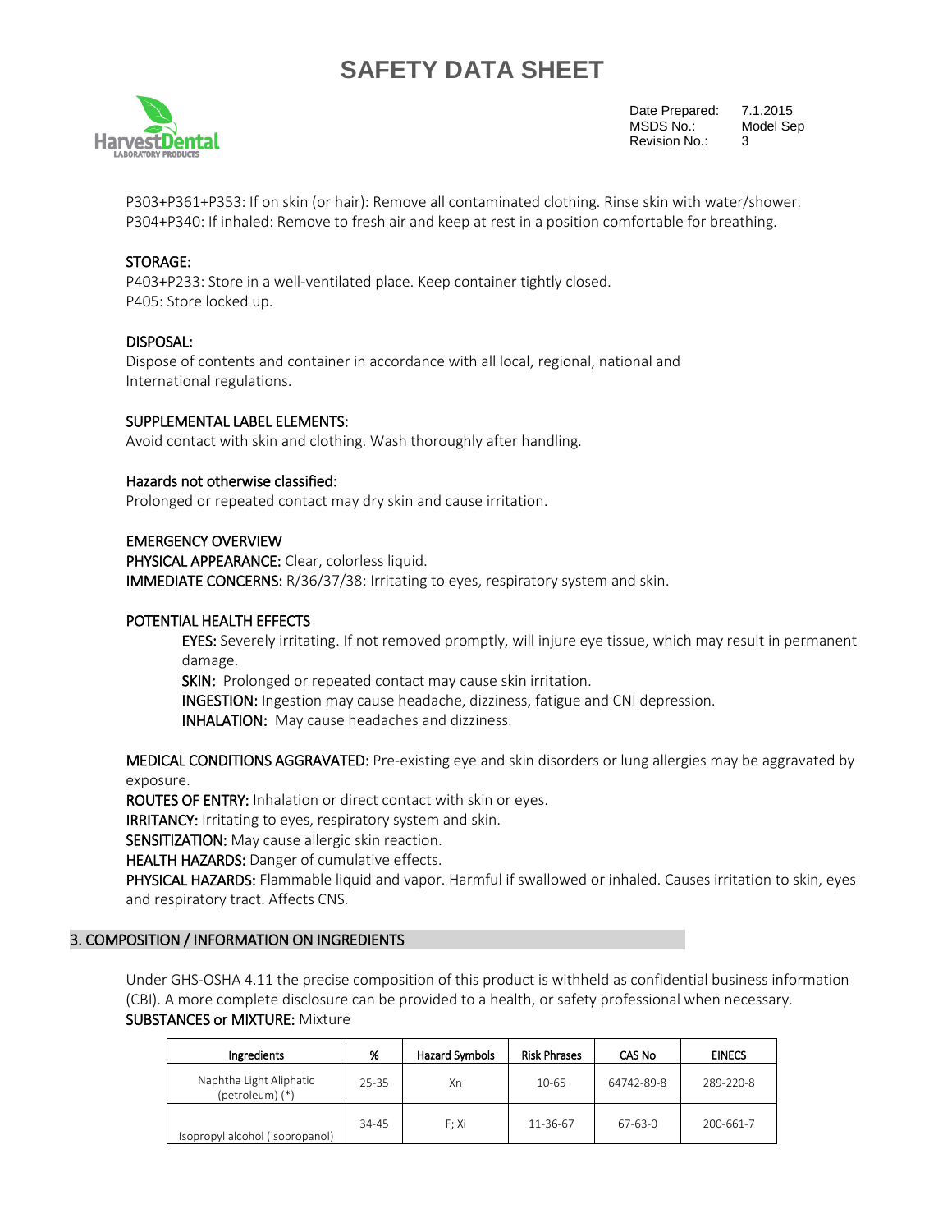P303+P361+P353: If on skin (or hair): Remove all contaminated clothing. Rinse skin with water/shower.
P304+P340: If inhaled: Remove to fresh air and keep at rest in a position comfortable for breathing.

STORAGE:
P403+P233: Store in a well-ventilated place. Keep container tightly closed.
P405: Store locked up.

DISPOSAL:
Dispose of contents and container in accordance with all local, regional, national and International regulations.

SUPPLEMENTAL LABEL ELEMENTS:
Avoid contact with skin and clothing. Wash thoroughly after handling.

Hazards not otherwise classified:
Prolonged or repeated contact may dry skin and cause irritation.

EMERGENCY OVERVIEW
**PHYSICAL APPEARANCE:** Clear, colorless liquid.
**IMMEDIATE CONCERNS:** R/36/37/38: Irritating to eyes, respiratory system and skin.

POTENTIAL HEALTH EFFECTS

**EYES:** Severely irritating. If not removed promptly, will injure eye tissue, which may result in permanent damage.
**SKIN:** Prolonged or repeated contact may cause skin irritation.
**INGESTION:** Ingestion may cause headache, dizziness, fatigue and CNI depression.
**INHALATION:** May cause headaches and dizziness.

**MEDICAL CONDITIONS AGGRAVATED:** Pre-existing eye and skin disorders or lung allergies may be aggravated by exposure.
**ROUTES OF ENTRY:** Inhalation or direct contact with skin or eyes.
**IRRITANCY:** Irritating to eyes, respiratory system and skin.
**SENSITIZATION:** May cause allergic skin reaction.
**HEALTH HAZARDS:** Danger of cumulative effects.
**PHYSICAL HAZARDS:** Flammable liquid and vapor. Harmful if swallowed or inhaled. Causes irritation to skin, eyes and respiratory tract. Affects CNS.

## 3. COMPOSITION / INFORMATION ON INGREDIENTS

Under GHS-OSHA 4.11 the precise composition of this product is withheld as confidential business information (CBI). A more complete disclosure can be provided to a health, or safety professional when necessary.
**SUBSTANCES or MIXTURE:** Mixture

| Ingredients | % | Hazard Symbols | Risk Phrases | CAS No | EINECS |
|---|---|---|---|---|---|
| Naphtha Light Aliphatic (petroleum) (*) | 25-35 | Xn | 10-65 | 64742-89-8 | 289-220-8 |
| Isopropyl alcohol (isopropanol) | 34-45 | F; Xi | 11-36-67 | 67-63-0 | 200-661-7 |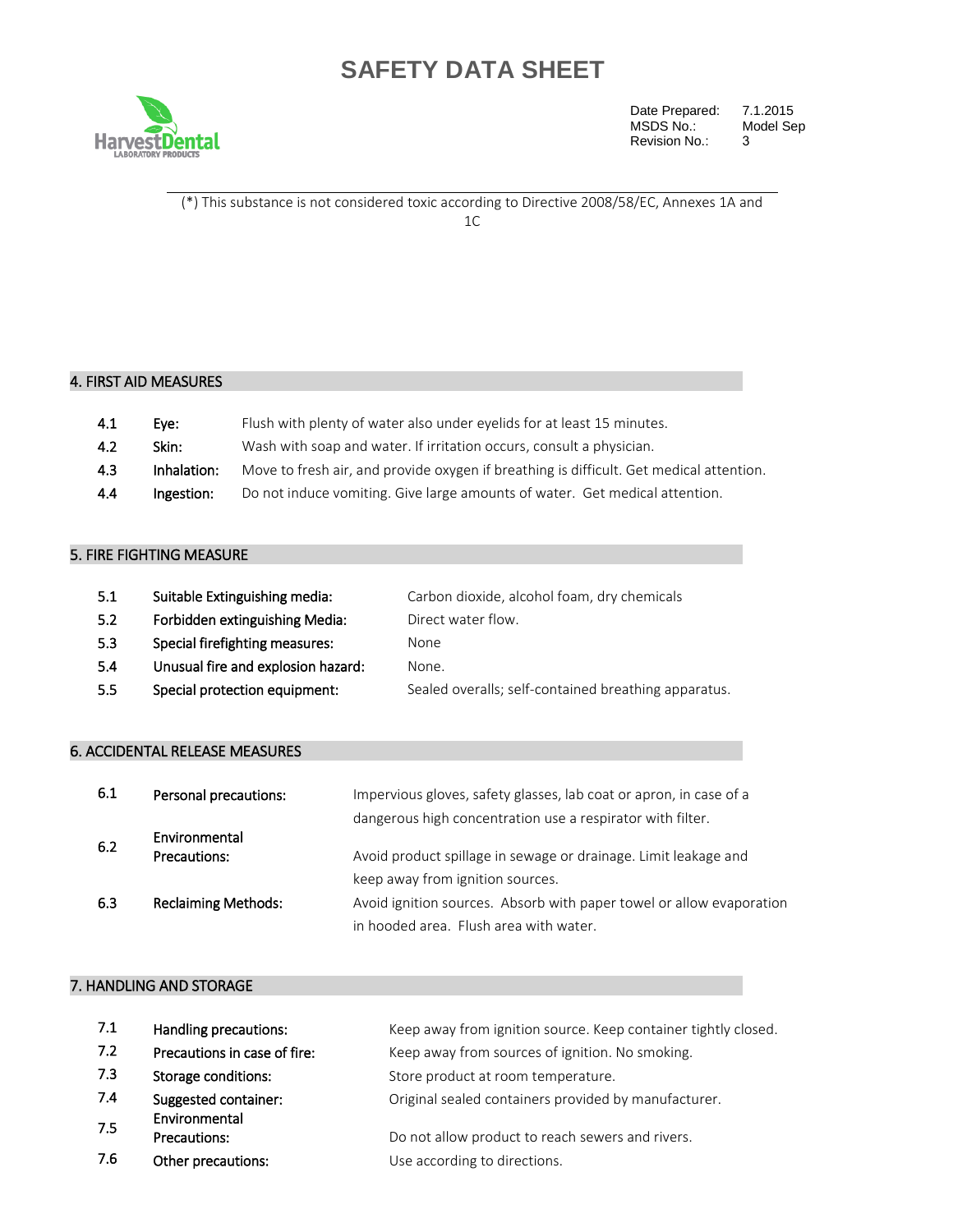(*) This substance is not considered toxic according to Directive 2008/58/EC, Annexes 1A and 1C

## 4. FIRST AID MEASURES

| | | |
|---|---|---|
| 4.1 | Eye: | Flush with plenty of water also under eyelids for at least 15 minutes. |
| 4.2 | Skin: | Wash with soap and water. If irritation occurs, consult a physician. |
| 4.3 | Inhalation: | Move to fresh air, and provide oxygen if breathing is difficult. Get medical attention. |
| 4.4 | Ingestion: | Do not induce vomiting. Give large amounts of water. Get medical attention. |

## 5. FIRE FIGHTING MEASURE

| | | |
|---|---|---|
| 5.1 | Suitable Extinguishing media: | Carbon dioxide, alcohol foam, dry chemicals |
| 5.2 | Forbidden extinguishing Media: | Direct water flow. |
| 5.3 | Special firefighting measures: | None |
| 5.4 | Unusual fire and explosion hazard: | None. |
| 5.5 | Special protection equipment: | Sealed overalls; self-contained breathing apparatus. |

## 6. ACCIDENTAL RELEASE MEASURES

| | | |
|---|---|---|
| 6.1 | Personal precautions: | Impervious gloves, safety glasses, lab coat or apron, in case of a dangerous high concentration use a respirator with filter. |
| 6.2 | Environmental Precautions: | Avoid product spillage in sewage or drainage. Limit leakage and keep away from ignition sources. |
| 6.3 | Reclaiming Methods: | Avoid ignition sources. Absorb with paper towel or allow evaporation in hooded area. Flush area with water. |

## 7. HANDLING AND STORAGE

| | | |
|---|---|---|
| 7.1 | Handling precautions: | Keep away from ignition source. Keep container tightly closed. |
| 7.2 | Precautions in case of fire: | Keep away from sources of ignition. No smoking. |
| 7.3 | Storage conditions: | Store product at room temperature. |
| 7.4 | Suggested container: | Original sealed containers provided by manufacturer. |
| 7.5 | Environmental Precautions: | Do not allow product to reach sewers and rivers. |
| 7.6 | Other precautions: | Use according to directions. |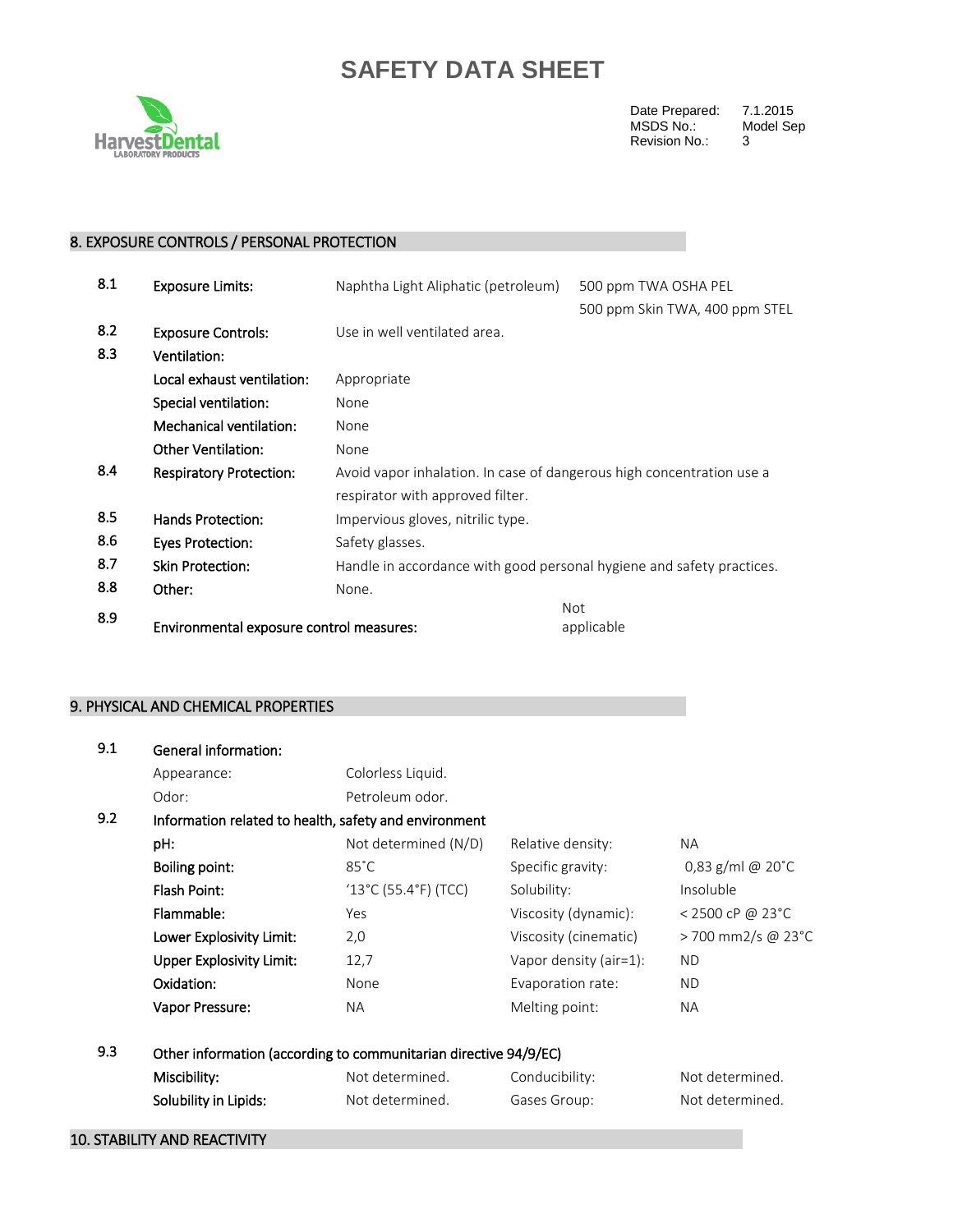# SAFETY DATA SHEET

| | |
|---|---|
| Date Prepared: | 7.1.2015 |
| MSDS No.: | Model Sep |
| Revision No.: | 3 |

## 8. EXPOSURE CONTROLS / PERSONAL PROTECTION

| | | | |
|---|---|---|---|
| 8.1 | **Exposure Limits:** | Naphtha Light Aliphatic (petroleum) | 500 ppm TWA OSHA PEL<br>500 ppm Skin TWA, 400 ppm STEL |
| 8.2 | **Exposure Controls:** | Use in well ventilated area. | |
| 8.3 | **Ventilation:** | | |
| | **Local exhaust ventilation:** | Appropriate | |
| | **Special ventilation:** | None | |
| | **Mechanical ventilation:** | None | |
| | **Other Ventilation:** | None | |
| 8.4 | **Respiratory Protection:** | Avoid vapor inhalation. In case of dangerous high concentration use a respirator with approved filter. | |
| 8.5 | **Hands Protection:** | Impervious gloves, nitrilic type. | |
| 8.6 | **Eyes Protection:** | Safety glasses. | |
| 8.7 | **Skin Protection:** | Handle in accordance with good personal hygiene and safety practices. | |
| 8.8 | **Other:** | None. | |
| 8.9 | **Environmental exposure control measures:** | | Not applicable |

## 9. PHYSICAL AND CHEMICAL PROPERTIES

**9.1 General information:**

| | | | | |
|---|---|---|---|---|
| | Appearance: | Colorless Liquid. | | |
| | Odor: | Petroleum odor. | | |

**9.2 Information related to health, safety and environment**

| | | | |
|---|---|---|---|
| **pH:** | Not determined (N/D) | Relative density: | NA |
| **Boiling point:** | 85˚C | Specific gravity: | 0,83 g/ml @ 20˚C |
| **Flash Point:** | '13°C (55.4°F) (TCC) | Solubility: | Insoluble |
| **Flammable:** | Yes | Viscosity (dynamic): | < 2500 cP @ 23°C |
| **Lower Explosivity Limit:** | 2,0 | Viscosity (cinematic) | > 700 mm2/s @ 23°C |
| **Upper Explosivity Limit:** | 12,7 | Vapor density (air=1): | ND |
| **Oxidation:** | None | Evaporation rate: | ND |
| **Vapor Pressure:** | NA | Melting point: | NA |

**9.3 Other information (according to communitarian directive 94/9/EC)**

| | | | |
|---|---|---|---|
| **Miscibility:** | Not determined. | Conducibility: | Not determined. |
| **Solubility in Lipids:** | Not determined. | Gases Group: | Not determined. |

## 10. STABILITY AND REACTIVITY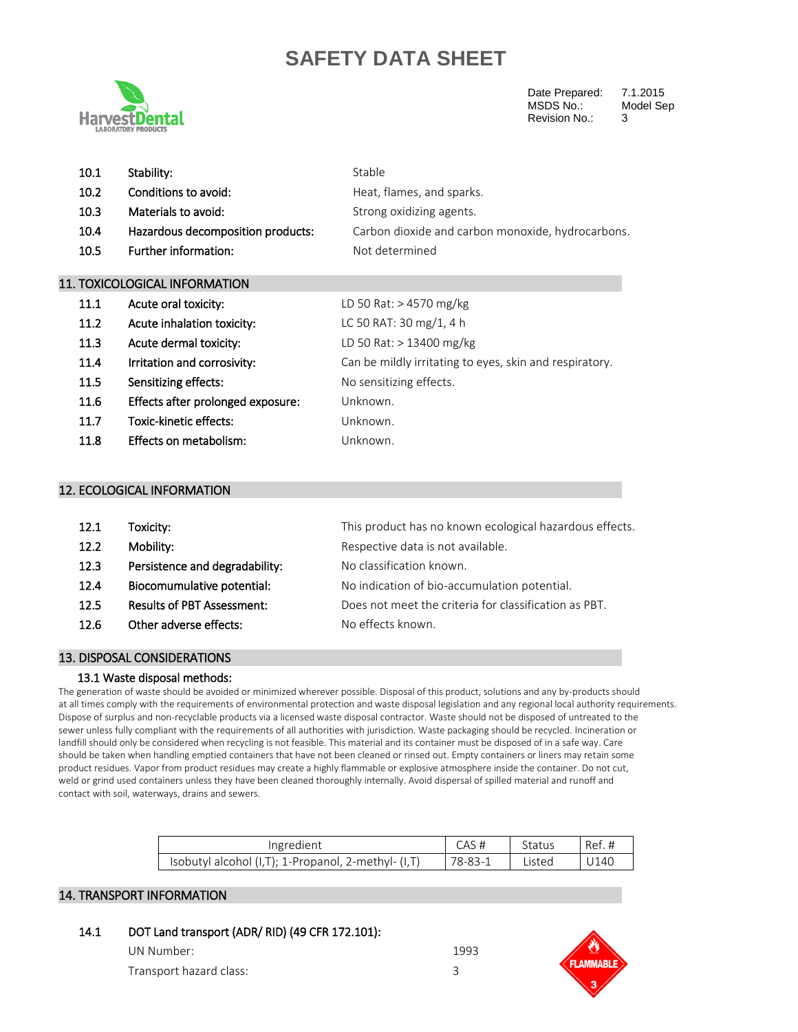| | | |
|---|---|---|
| 10.1 | **Stability:** | Stable |
| 10.2 | **Conditions to avoid:** | Heat, flames, and sparks. |
| 10.3 | **Materials to avoid:** | Strong oxidizing agents. |
| 10.4 | **Hazardous decomposition products:** | Carbon dioxide and carbon monoxide, hydrocarbons. |
| 10.5 | **Further information:** | Not determined |

## 11. TOXICOLOGICAL INFORMATION

| | | |
|---|---|---|
| 11.1 | **Acute oral toxicity:** | LD 50 Rat: > 4570 mg/kg |
| 11.2 | **Acute inhalation toxicity:** | LC 50 RAT: 30 mg/1, 4 h |
| 11.3 | **Acute dermal toxicity:** | LD 50 Rat: > 13400 mg/kg |
| 11.4 | **Irritation and corrosivity:** | Can be mildly irritating to eyes, skin and respiratory. |
| 11.5 | **Sensitizing effects:** | No sensitizing effects. |
| 11.6 | **Effects after prolonged exposure:** | Unknown. |
| 11.7 | **Toxic-kinetic effects:** | Unknown. |
| 11.8 | **Effects on metabolism:** | Unknown. |

## 12. ECOLOGICAL INFORMATION

| | | |
|---|---|---|
| 12.1 | **Toxicity:** | This product has no known ecological hazardous effects. |
| 12.2 | **Mobility:** | Respective data is not available. |
| 12.3 | **Persistence and degradability:** | No classification known. |
| 12.4 | **Biocomumulative potential:** | No indication of bio-accumulation potential. |
| 12.5 | **Results of PBT Assessment:** | Does not meet the criteria for classification as PBT. |
| 12.6 | **Other adverse effects:** | No effects known. |

## 13. DISPOSAL CONSIDERATIONS

### 13.1 Waste disposal methods:

The generation of waste should be avoided or minimized wherever possible. Disposal of this product, solutions and any by-products should at all times comply with the requirements of environmental protection and waste disposal legislation and any regional local authority requirements. Dispose of surplus and non-recyclable products via a licensed waste disposal contractor. Waste should not be disposed of untreated to the sewer unless fully compliant with the requirements of all authorities with jurisdiction. Waste packaging should be recycled. Incineration or landfill should only be considered when recycling is not feasible. This material and its container must be disposed of in a safe way. Care should be taken when handling emptied containers that have not been cleaned or rinsed out. Empty containers or liners may retain some product residues. Vapor from product residues may create a highly flammable or explosive atmosphere inside the container. Do not cut, weld or grind used containers unless they have been cleaned thoroughly internally. Avoid dispersal of spilled material and runoff and contact with soil, waterways, drains and sewers.

| Ingredient | CAS # | Status | Ref. # |
|---|---|---|---|
| Isobutyl alcohol (I,T); 1-Propanol, 2-methyl- (I,T) | 78-83-1 | Listed | U140 |

## 14. TRANSPORT INFORMATION

| | | |
|---|---|---|
| 14.1 | **DOT Land transport (ADR/ RID) (49 CFR 172.101):** | |
| | UN Number: | 1993 |
| | Transport hazard class: | 3 |

FLAMMABLE 3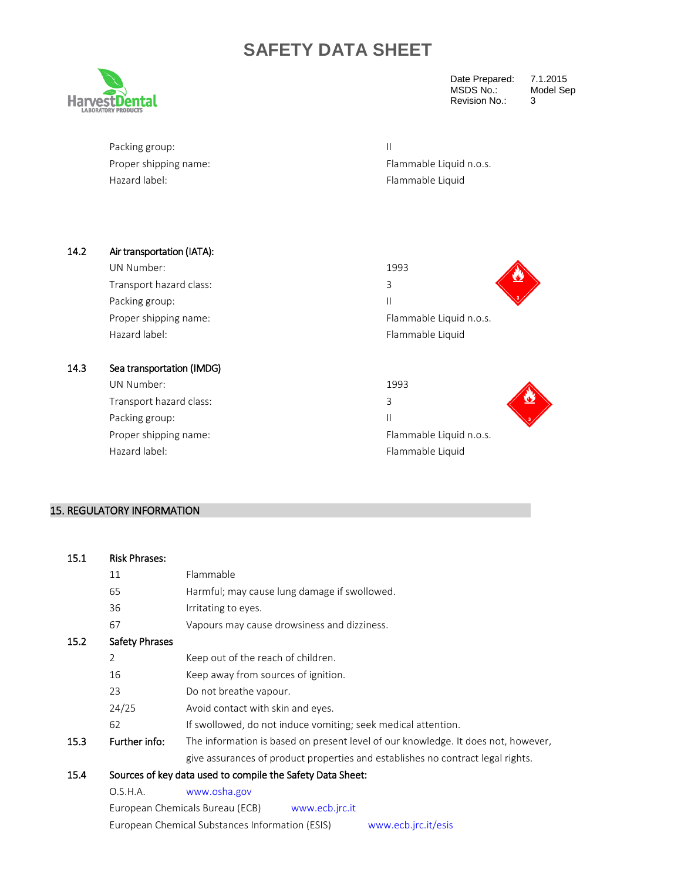| | |
|---|---|
| Packing group: | II |
| Proper shipping name: | Flammable Liquid n.o.s. |
| Hazard label: | Flammable Liquid |

### 14.2 Air transportation (IATA):

| | |
|---|---|
| UN Number: | 1993 |
| Transport hazard class: | 3 |
| Packing group: | II |
| Proper shipping name: | Flammable Liquid n.o.s. |
| Hazard label: | Flammable Liquid |

### 14.3 Sea transportation (IMDG)

| | |
|---|---|
| UN Number: | 1993 |
| Transport hazard class: | 3 |
| Packing group: | II |
| Proper shipping name: | Flammable Liquid n.o.s. |
| Hazard label: | Flammable Liquid |

## 15. REGULATORY INFORMATION

### 15.1 Risk Phrases:

| | |
|---|---|
| 11 | Flammable |
| 65 | Harmful; may cause lung damage if swallowed. |
| 36 | Irritating to eyes. |
| 67 | Vapours may cause drowsiness and dizziness. |

### 15.2 Safety Phrases

| | |
|---|---|
| 2 | Keep out of the reach of children. |
| 16 | Keep away from sources of ignition. |
| 23 | Do not breathe vapour. |
| 24/25 | Avoid contact with skin and eyes. |
| 62 | If swallowed, do not induce vomiting; seek medical attention. |

### 15.3 Further info:

The information is based on present level of our knowledge. It does not, however, give assurances of product properties and establishes no contract legal rights.

### 15.4 Sources of key data used to compile the Safety Data Sheet:

O.S.H.A. www.osha.gov

European Chemicals Bureau (ECB) www.ecb.jrc.it

European Chemical Substances Information (ESIS) www.ecb.jrc.it/esis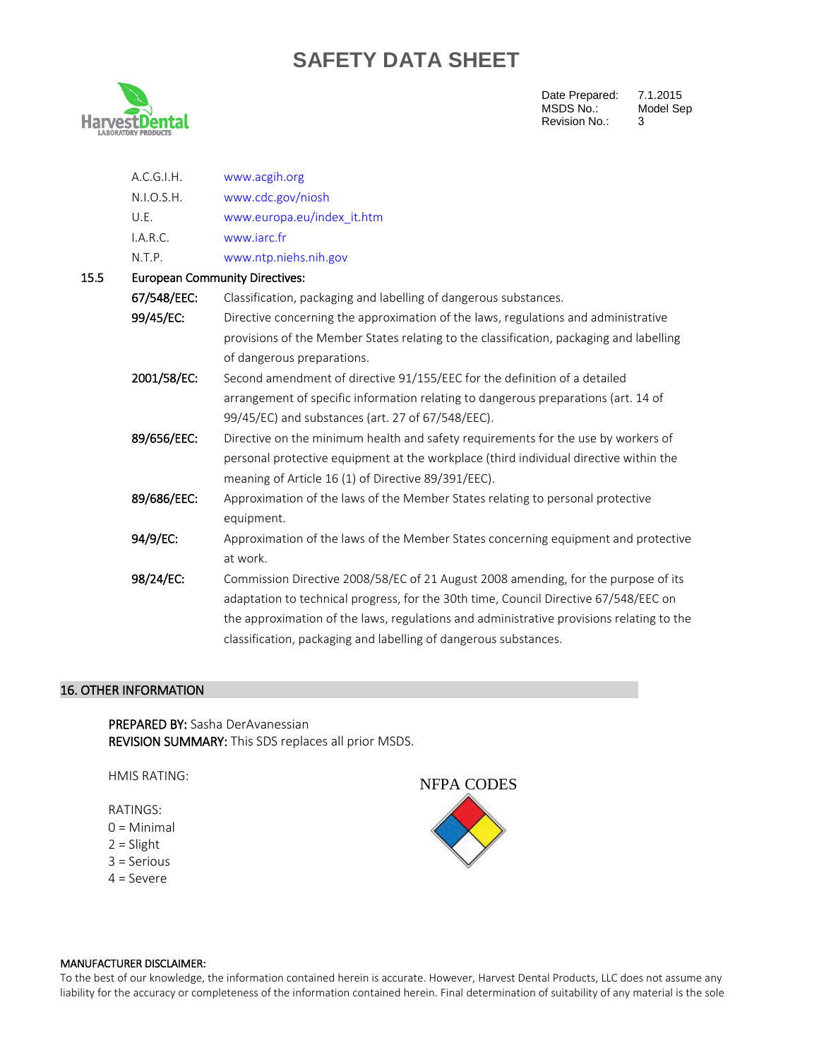| | |
|---|---|
| A.C.G.I.H. | www.acgih.org |
| N.I.O.S.H. | www.cdc.gov/niosh |
| U.E. | www.europa.eu/index_it.htm |
| I.A.R.C. | www.iarc.fr |
| N.T.P. | www.ntp.niehs.nih.gov |

**15.5 European Community Directives:**

**67/548/EEC:** Classification, packaging and labelling of dangerous substances.

**99/45/EC:** Directive concerning the approximation of the laws, regulations and administrative provisions of the Member States relating to the classification, packaging and labelling of dangerous preparations.

**2001/58/EC:** Second amendment of directive 91/155/EEC for the definition of a detailed arrangement of specific information relating to dangerous preparations (art. 14 of 99/45/EC) and substances (art. 27 of 67/548/EEC).

**89/656/EEC:** Directive on the minimum health and safety requirements for the use by workers of personal protective equipment at the workplace (third individual directive within the meaning of Article 16 (1) of Directive 89/391/EEC).

**89/686/EEC:** Approximation of the laws of the Member States relating to personal protective equipment.

**94/9/EC:** Approximation of the laws of the Member States concerning equipment and protective at work.

**98/24/EC:** Commission Directive 2008/58/EC of 21 August 2008 amending, for the purpose of its adaptation to technical progress, for the 30th time, Council Directive 67/548/EEC on the approximation of the laws, regulations and administrative provisions relating to the classification, packaging and labelling of dangerous substances.

## 16. OTHER INFORMATION

**PREPARED BY:** Sasha DerAvanessian
**REVISION SUMMARY:** This SDS replaces all prior MSDS.

HMIS RATING:

RATINGS:
0 = Minimal
2 = Slight
3 = Serious
4 = Severe

NFPA CODES

**MANUFACTURER DISCLAIMER:**
To the best of our knowledge, the information contained herein is accurate. However, Harvest Dental Products, LLC does not assume any liability for the accuracy or completeness of the information contained herein. Final determination of suitability of any material is the sole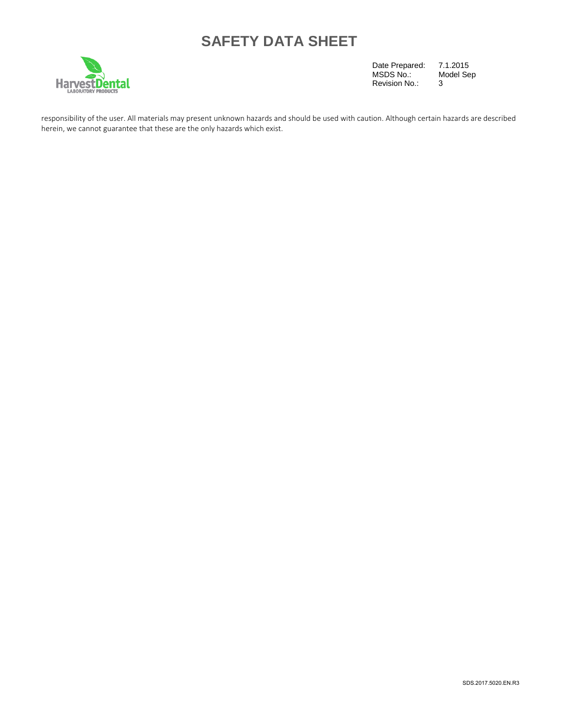responsibility of the user. All materials may present unknown hazards and should be used with caution. Although certain hazards are described herein, we cannot guarantee that these are the only hazards which exist.